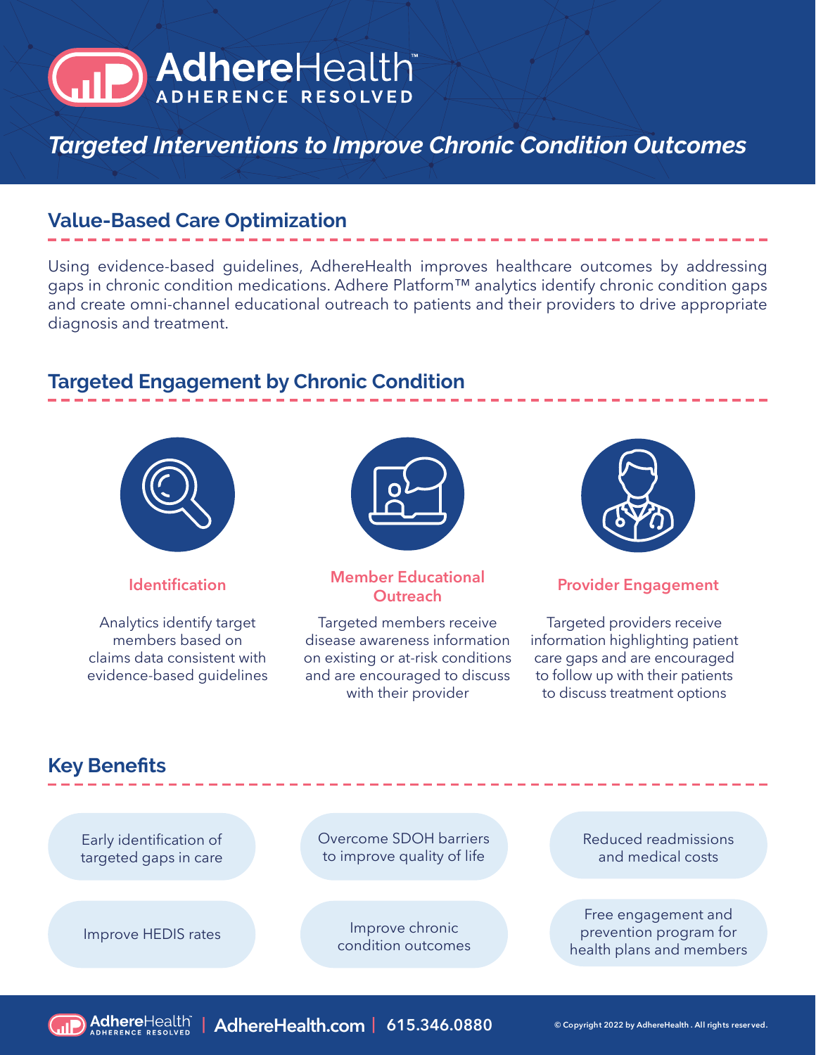# AdhereHealth™

ADHERENCE RESOLVED

## *Targeted Interventions to Improve Chronic Condition Outcomes*

## Value-Based Care Optimization

Using evidence-based guidelines, AdhereHealth improves healthcare outcomes by addressing gaps in chronic condition medications. Adhere Platform™ analytics identify chronic condition gaps and create omni-channel educational outreach to patients and their providers to drive appropriate diagnosis and treatment.

## Targeted Engagement by Chronic Condition

### Identification

Analytics identify target members based on claims data consistent with evidence-based guidelines

### Member Educational Outreach

Targeted members receive disease awareness information on existing or at-risk conditions and are encouraged to discuss with their provider

### Provider Engagement

Targeted providers receive information highlighting patient care gaps and are encouraged to follow up with their patients to discuss treatment options

## Key Benefits

- Early identification of targeted gaps in care
- Overcome SDOH barriers to improve quality of life
- Reduced readmissions and medical costs
- Improve HEDIS rates
- Improve chronic condition outcomes
- Free engagement and prevention program for health plans and members

AdhereHealth | AdhereHealth.com | 615.346.0880

© Copyright 2022 by AdhereHealth. All rights reserved.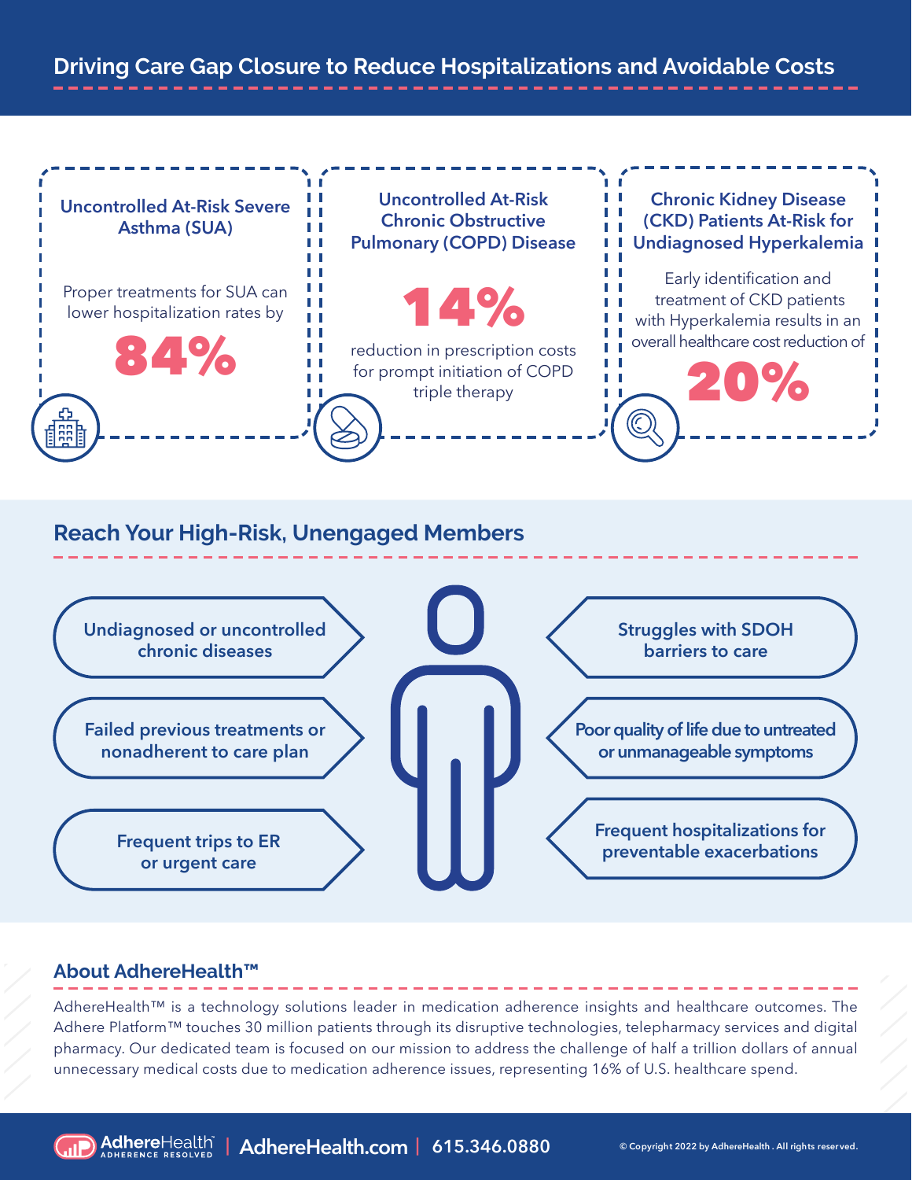# Driving Care Gap Closure to Reduce Hospitalizations and Avoidable Costs

### Uncontrolled At-Risk Severe Asthma (SUA)

Proper treatments for SUA can lower hospitalization rates by

**84%**

### Uncontrolled At-Risk Chronic Obstructive Pulmonary (COPD) Disease

**14%**

reduction in prescription costs for prompt initiation of COPD triple therapy

### Chronic Kidney Disease (CKD) Patients At-Risk for Undiagnosed Hyperkalemia

Early identification and treatment of CKD patients with Hyperkalemia results in an overall healthcare cost reduction of

**20%**

## Reach Your High-Risk, Unengaged Members

- Undiagnosed or uncontrolled chronic diseases
- Failed previous treatments or nonadherent to care plan
- Frequent trips to ER or urgent care
- Struggles with SDOH barriers to care
- Poor quality of life due to untreated or unmanageable symptoms
- Frequent hospitalizations for preventable exacerbations

## About AdhereHealth™

AdhereHealth™ is a technology solutions leader in medication adherence insights and healthcare outcomes. The Adhere Platform™ touches 30 million patients through its disruptive technologies, telepharmacy services and digital pharmacy. Our dedicated team is focused on our mission to address the challenge of half a trillion dollars of annual unnecessary medical costs due to medication adherence issues, representing 16% of U.S. healthcare spend.

AdhereHealth ADHERENCE RESOLVED | AdhereHealth.com | 615.346.0880

© Copyright 2022 by AdhereHealth . All rights reserved.